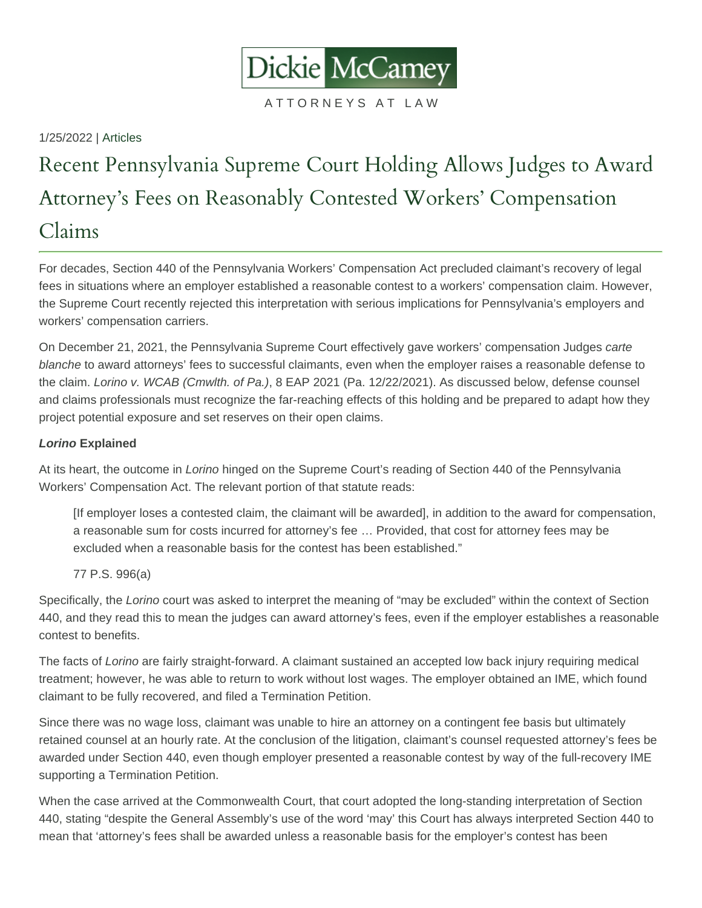Dickie McCamey

ATTORNEYS AT LAW

1/25/2022 | Articles

# Recent Pennsylvania Supreme Court Holding Allows Judges to Award Attorney's Fees on Reasonably Contested Workers' Compensation Claims

For decades, Section 440 of the Pennsylvania Workers' Compensation Act precluded claimant's recovery of legal fees in situations where an employer established a reasonable contest to a workers' compensation claim. However, the Supreme Court recently rejected this interpretation with serious implications for Pennsylvania's employers and workers' compensation carriers.

On December 21, 2021, the Pennsylvania Supreme Court effectively gave workers' compensation Judges *carte blanche* to award attorneys' fees to successful claimants, even when the employer raises a reasonable defense to the claim. *Lorino v. WCAB (Cmwlth. of Pa.)*, 8 EAP 2021 (Pa. 12/22/2021). As discussed below, defense counsel and claims professionals must recognize the far-reaching effects of this holding and be prepared to adapt how they project potential exposure and set reserves on their open claims.

***Lorino* Explained**

At its heart, the outcome in *Lorino* hinged on the Supreme Court's reading of Section 440 of the Pennsylvania Workers' Compensation Act. The relevant portion of that statute reads:

> [If employer loses a contested claim, the claimant will be awarded], in addition to the award for compensation, a reasonable sum for costs incurred for attorney's fee … Provided, that cost for attorney fees may be excluded when a reasonable basis for the contest has been established."
>
> 77 P.S. 996(a)

Specifically, the *Lorino* court was asked to interpret the meaning of "may be excluded" within the context of Section 440, and they read this to mean the judges can award attorney's fees, even if the employer establishes a reasonable contest to benefits.

The facts of *Lorino* are fairly straight-forward. A claimant sustained an accepted low back injury requiring medical treatment; however, he was able to return to work without lost wages. The employer obtained an IME, which found claimant to be fully recovered, and filed a Termination Petition.

Since there was no wage loss, claimant was unable to hire an attorney on a contingent fee basis but ultimately retained counsel at an hourly rate. At the conclusion of the litigation, claimant's counsel requested attorney's fees be awarded under Section 440, even though employer presented a reasonable contest by way of the full-recovery IME supporting a Termination Petition.

When the case arrived at the Commonwealth Court, that court adopted the long-standing interpretation of Section 440, stating "despite the General Assembly's use of the word 'may' this Court has always interpreted Section 440 to mean that 'attorney's fees shall be awarded unless a reasonable basis for the employer's contest has been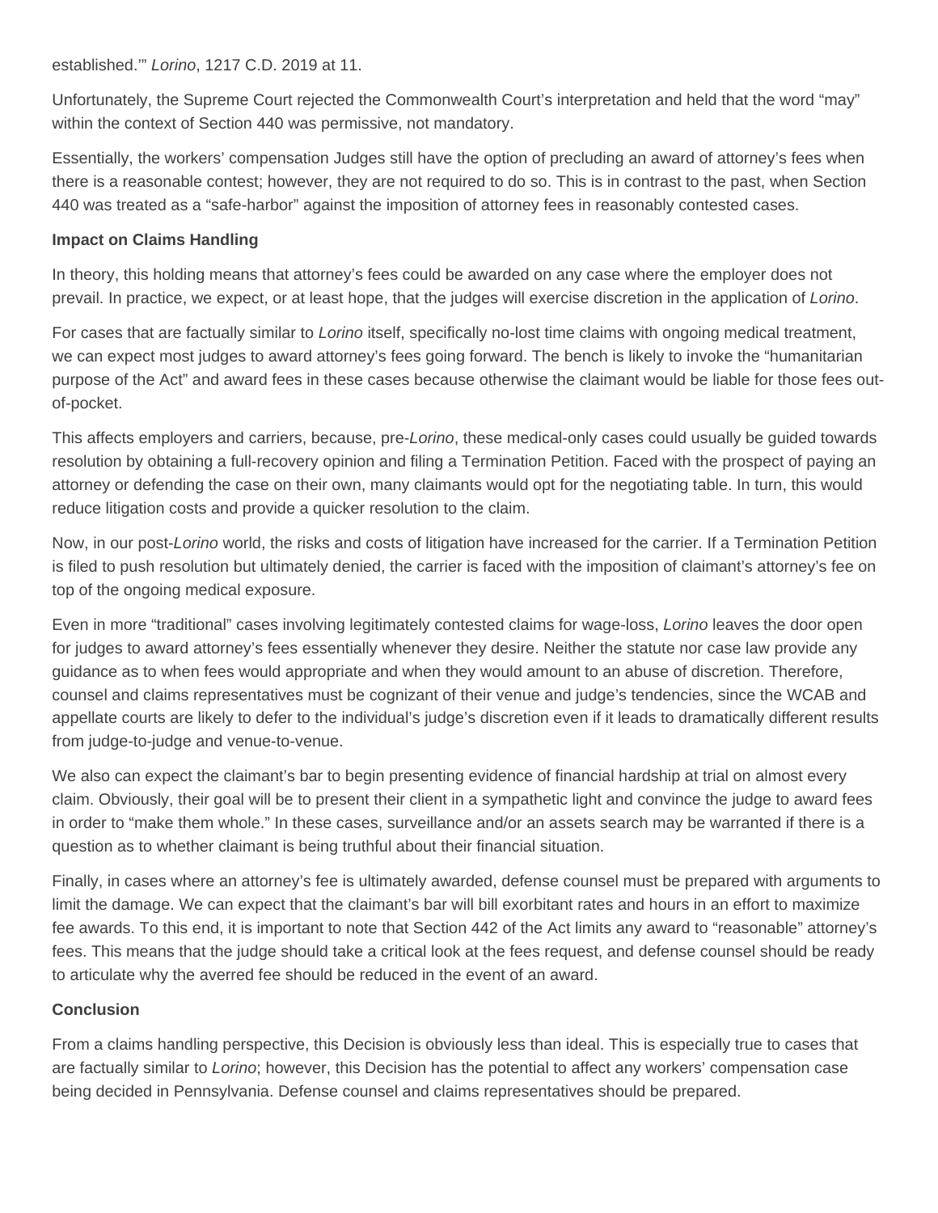established.'" *Lorino*, 1217 C.D. 2019 at 11.

Unfortunately, the Supreme Court rejected the Commonwealth Court's interpretation and held that the word "may" within the context of Section 440 was permissive, not mandatory.

Essentially, the workers' compensation Judges still have the option of precluding an award of attorney's fees when there is a reasonable contest; however, they are not required to do so. This is in contrast to the past, when Section 440 was treated as a "safe-harbor" against the imposition of attorney fees in reasonably contested cases.

**Impact on Claims Handling**

In theory, this holding means that attorney's fees could be awarded on any case where the employer does not prevail. In practice, we expect, or at least hope, that the judges will exercise discretion in the application of *Lorino*.

For cases that are factually similar to *Lorino* itself, specifically no-lost time claims with ongoing medical treatment, we can expect most judges to award attorney's fees going forward. The bench is likely to invoke the "humanitarian purpose of the Act" and award fees in these cases because otherwise the claimant would be liable for those fees out-of-pocket.

This affects employers and carriers, because, pre-*Lorino*, these medical-only cases could usually be guided towards resolution by obtaining a full-recovery opinion and filing a Termination Petition. Faced with the prospect of paying an attorney or defending the case on their own, many claimants would opt for the negotiating table. In turn, this would reduce litigation costs and provide a quicker resolution to the claim.

Now, in our post-*Lorino* world, the risks and costs of litigation have increased for the carrier. If a Termination Petition is filed to push resolution but ultimately denied, the carrier is faced with the imposition of claimant's attorney's fee on top of the ongoing medical exposure.

Even in more "traditional" cases involving legitimately contested claims for wage-loss, *Lorino* leaves the door open for judges to award attorney's fees essentially whenever they desire. Neither the statute nor case law provide any guidance as to when fees would appropriate and when they would amount to an abuse of discretion. Therefore, counsel and claims representatives must be cognizant of their venue and judge's tendencies, since the WCAB and appellate courts are likely to defer to the individual's judge's discretion even if it leads to dramatically different results from judge-to-judge and venue-to-venue.

We also can expect the claimant's bar to begin presenting evidence of financial hardship at trial on almost every claim. Obviously, their goal will be to present their client in a sympathetic light and convince the judge to award fees in order to "make them whole." In these cases, surveillance and/or an assets search may be warranted if there is a question as to whether claimant is being truthful about their financial situation.

Finally, in cases where an attorney's fee is ultimately awarded, defense counsel must be prepared with arguments to limit the damage. We can expect that the claimant's bar will bill exorbitant rates and hours in an effort to maximize fee awards. To this end, it is important to note that Section 442 of the Act limits any award to "reasonable" attorney's fees. This means that the judge should take a critical look at the fees request, and defense counsel should be ready to articulate why the averred fee should be reduced in the event of an award.

**Conclusion**

From a claims handling perspective, this Decision is obviously less than ideal. This is especially true to cases that are factually similar to *Lorino*; however, this Decision has the potential to affect any workers' compensation case being decided in Pennsylvania. Defense counsel and claims representatives should be prepared.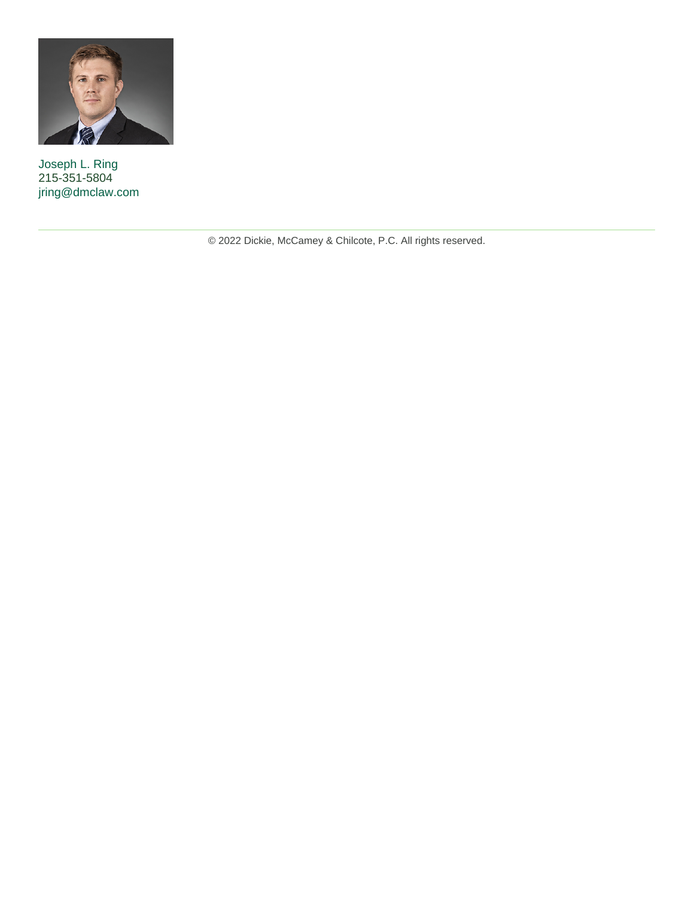Joseph L. Ring
215-351-5804
jring@dmclaw.com

© 2022 Dickie, McCamey & Chilcote, P.C. All rights reserved.